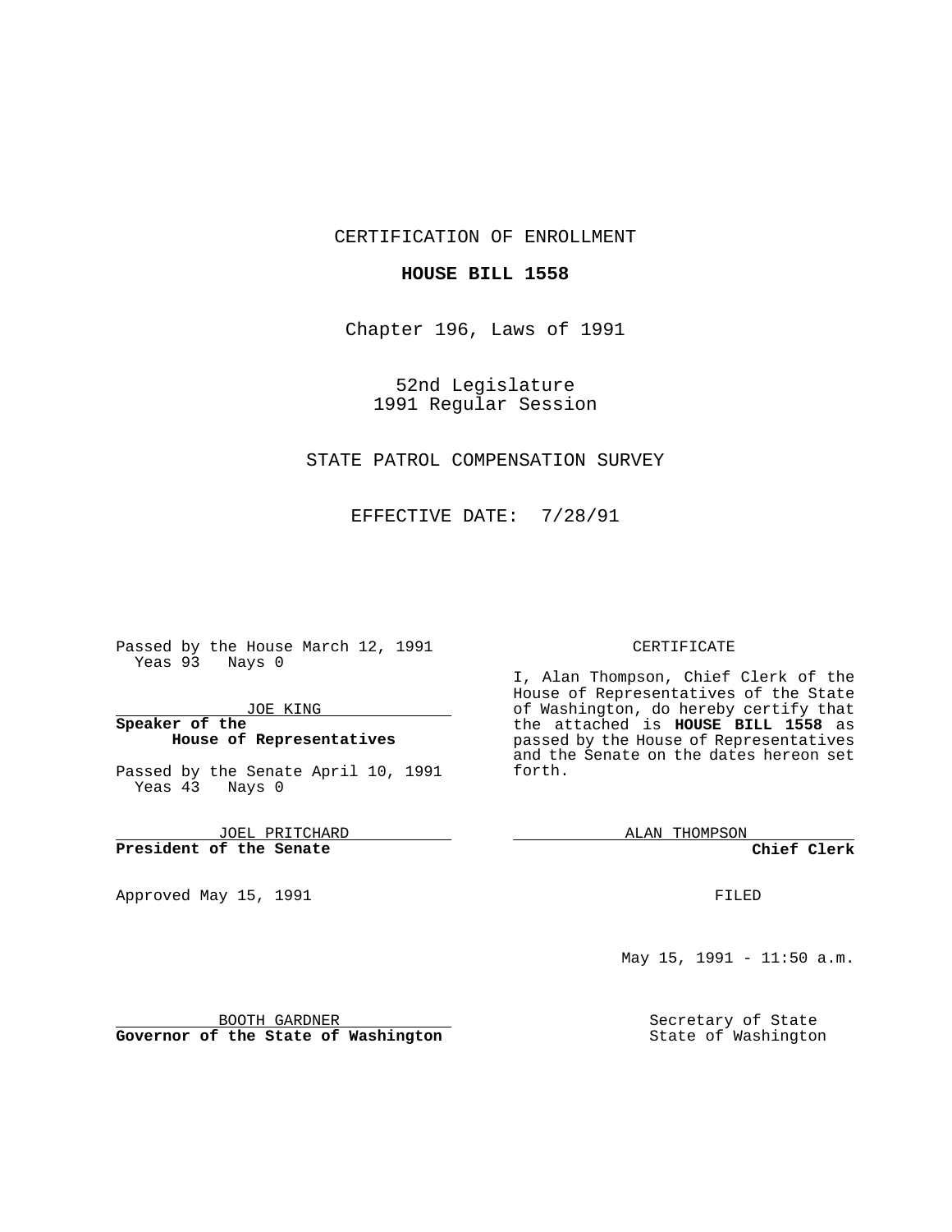CERTIFICATION OF ENROLLMENT

**HOUSE BILL 1558**

Chapter 196, Laws of 1991

52nd Legislature
1991 Regular Session

STATE PATROL COMPENSATION SURVEY

EFFECTIVE DATE: 7/28/91

Passed by the House March 12, 1991
Yeas 93 Nays 0

JOE KING
**Speaker of the House of Representatives**

Passed by the Senate April 10, 1991
Yeas 43 Nays 0

JOEL PRITCHARD
**President of the Senate**

Approved May 15, 1991

BOOTH GARDNER
**Governor of the State of Washington**

CERTIFICATE

I, Alan Thompson, Chief Clerk of the House of Representatives of the State of Washington, do hereby certify that the attached is **HOUSE BILL 1558** as passed by the House of Representatives and the Senate on the dates hereon set forth.

ALAN THOMPSON
**Chief Clerk**

FILED

May 15, 1991 - 11:50 a.m.

Secretary of State
State of Washington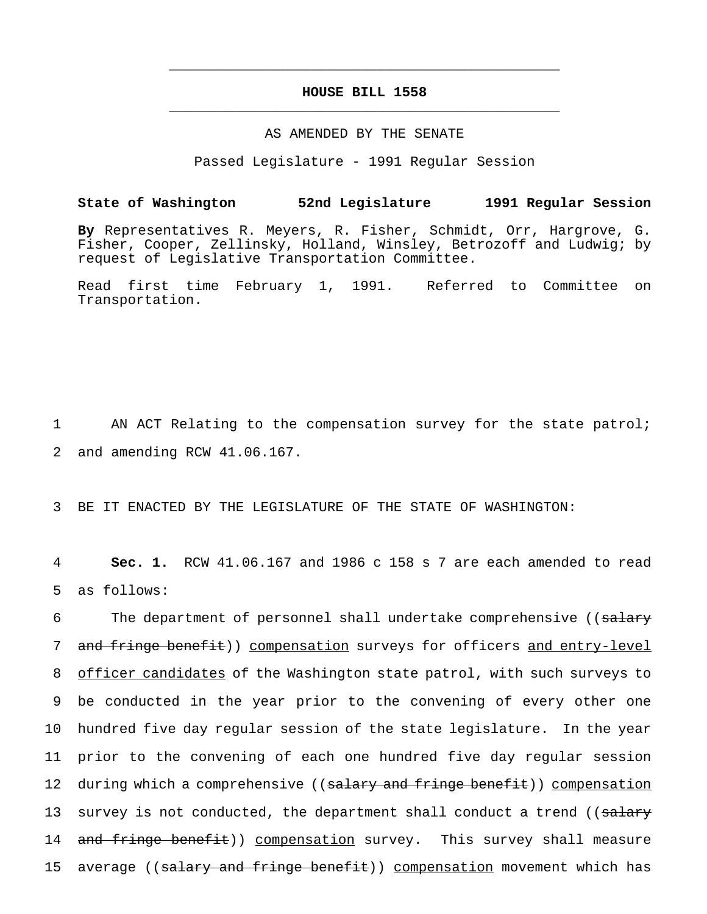# HOUSE BILL 1558

AS AMENDED BY THE SENATE

Passed Legislature - 1991 Regular Session

**State of Washington 52nd Legislature 1991 Regular Session**

**By** Representatives R. Meyers, R. Fisher, Schmidt, Orr, Hargrove, G. Fisher, Cooper, Zellinsky, Holland, Winsley, Betrozoff and Ludwig; by request of Legislative Transportation Committee.

Read first time February 1, 1991. Referred to Committee on Transportation.

1 AN ACT Relating to the compensation survey for the state patrol;
2 and amending RCW 41.06.167.

3 BE IT ENACTED BY THE LEGISLATURE OF THE STATE OF WASHINGTON:

4 **Sec. 1.** RCW 41.06.167 and 1986 c 158 s 7 are each amended to read
5 as follows:

6 The department of personnel shall undertake comprehensive ((~~salary~~
7 ~~and fringe benefit~~)) <u>compensation</u> surveys for officers <u>and entry-level</u>
8 <u>officer candidates</u> of the Washington state patrol, with such surveys to
9 be conducted in the year prior to the convening of every other one
10 hundred five day regular session of the state legislature. In the year
11 prior to the convening of each one hundred five day regular session
12 during which a comprehensive ((~~salary and fringe benefit~~)) <u>compensation</u>
13 survey is not conducted, the department shall conduct a trend ((~~salary~~
14 ~~and fringe benefit~~)) <u>compensation</u> survey. This survey shall measure
15 average ((~~salary and fringe benefit~~)) <u>compensation</u> movement which has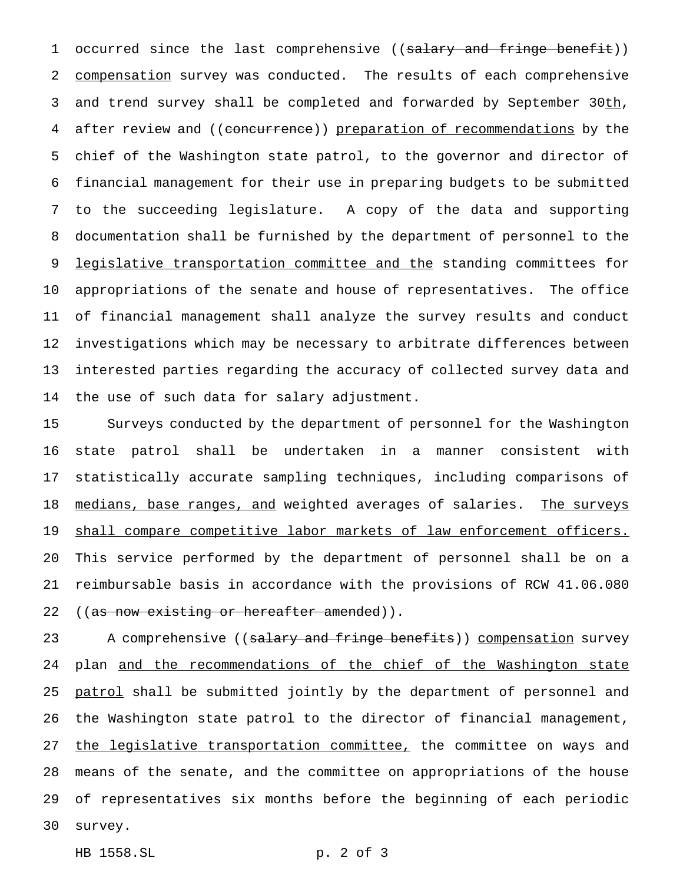occurred since the last comprehensive ((~~salary and fringe benefit~~)) <u>compensation</u> survey was conducted. The results of each comprehensive and trend survey shall be completed and forwarded by September 30<u>th</u>, after review and ((~~concurrence~~)) <u>preparation of recommendations</u> by the chief of the Washington state patrol, to the governor and director of financial management for their use in preparing budgets to be submitted to the succeeding legislature. A copy of the data and supporting documentation shall be furnished by the department of personnel to the <u>legislative transportation committee and the</u> standing committees for appropriations of the senate and house of representatives. The office of financial management shall analyze the survey results and conduct investigations which may be necessary to arbitrate differences between interested parties regarding the accuracy of collected survey data and the use of such data for salary adjustment.

Surveys conducted by the department of personnel for the Washington state patrol shall be undertaken in a manner consistent with statistically accurate sampling techniques, including comparisons of <u>medians, base ranges, and</u> weighted averages of salaries. <u>The surveys shall compare competitive labor markets of law enforcement officers.</u> This service performed by the department of personnel shall be on a reimbursable basis in accordance with the provisions of RCW 41.06.080 ((~~as now existing or hereafter amended~~)).

A comprehensive ((~~salary and fringe benefits~~)) <u>compensation</u> survey plan <u>and the recommendations of the chief of the Washington state patrol</u> shall be submitted jointly by the department of personnel and the Washington state patrol to the director of financial management, <u>the legislative transportation committee,</u> the committee on ways and means of the senate, and the committee on appropriations of the house of representatives six months before the beginning of each periodic survey.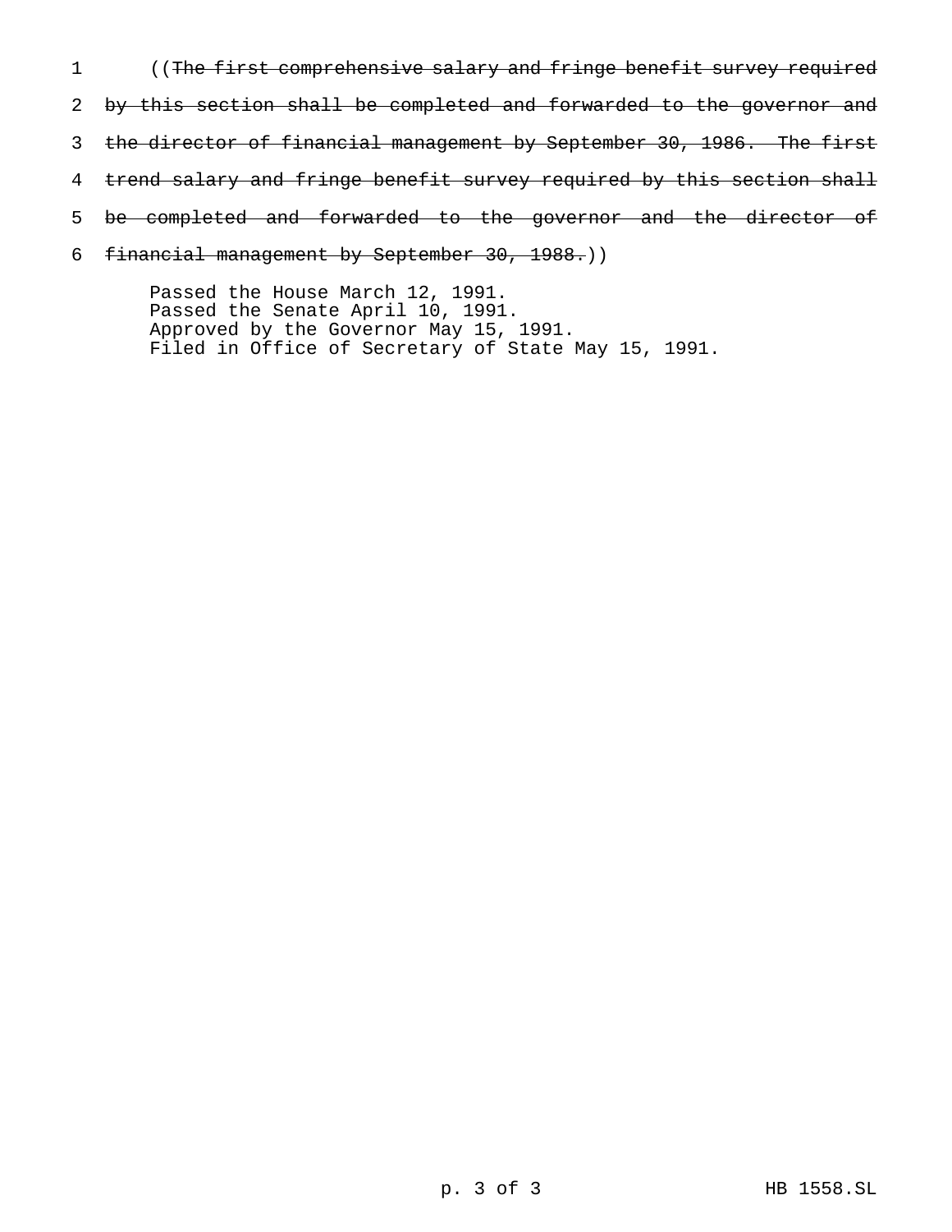((~~The first comprehensive salary and fringe benefit survey required by this section shall be completed and forwarded to the governor and the director of financial management by September 30, 1986. The first trend salary and fringe benefit survey required by this section shall be completed and forwarded to the governor and the director of financial management by September 30, 1988.~~))

Passed the House March 12, 1991.
Passed the Senate April 10, 1991.
Approved by the Governor May 15, 1991.
Filed in Office of Secretary of State May 15, 1991.